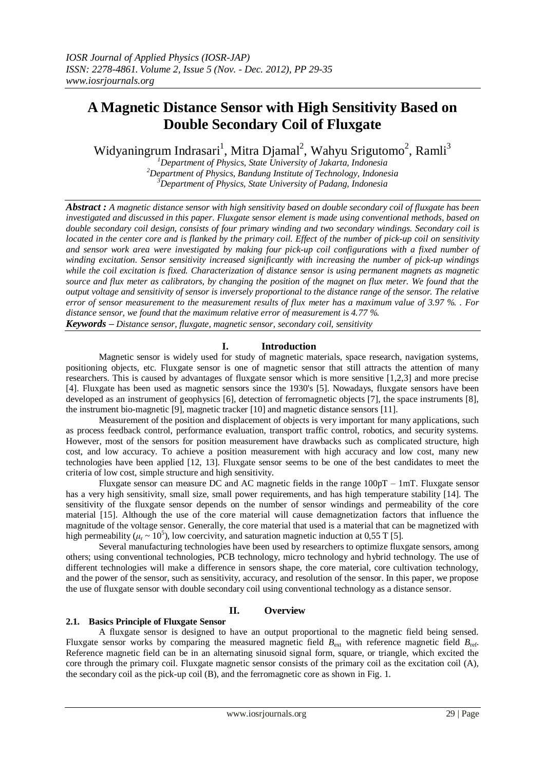# A Magnetic Distance Sensor with High Sensitivity Based on Double Secondary Coil of Fluxgate

Widyaningrum Indrasari[1], Mitra Djamal[2], Wahyu Srigutomo[2], Ramli[3]

[1]Department of Physics, State University of Jakarta, Indonesia
[2]Department of Physics, Bandung Institute of Technology, Indonesia
[3]Department of Physics, State University of Padang, Indonesia

***Abstract :*** *A magnetic distance sensor with high sensitivity based on double secondary coil of fluxgate has been investigated and discussed in this paper. Fluxgate sensor element is made using conventional methods, based on double secondary coil design, consists of four primary winding and two secondary windings. Secondary coil is located in the center core and is flanked by the primary coil. Effect of the number of pick-up coil on sensitivity and sensor work area were investigated by making four pick-up coil configurations with a fixed number of winding excitation. Sensor sensitivity increased significantly with increasing the number of pick-up windings while the coil excitation is fixed. Characterization of distance sensor is using permanent magnets as magnetic source and flux meter as calibrators, by changing the position of the magnet on flux meter. We found that the output voltage and sensitivity of sensor is inversely proportional to the distance range of the sensor. The relative error of sensor measurement to the measurement results of flux meter has a maximum value of 3.97 %. . For distance sensor, we found that the maximum relative error of measurement is 4.77 %.*

***Keywords –*** *Distance sensor, fluxgate, magnetic sensor, secondary coil, sensitivity*

## I. Introduction

Magnetic sensor is widely used for study of magnetic materials, space research, navigation systems, positioning objects, etc. Fluxgate sensor is one of magnetic sensor that still attracts the attention of many researchers. This is caused by advantages of fluxgate sensor which is more sensitive [1,2,3] and more precise [4]. Fluxgate has been used as magnetic sensors since the 1930's [5]. Nowadays, fluxgate sensors have been developed as an instrument of geophysics [6], detection of ferromagnetic objects [7], the space instruments [8], the instrument bio-magnetic [9], magnetic tracker [10] and magnetic distance sensors [11].

Measurement of the position and displacement of objects is very important for many applications, such as process feedback control, performance evaluation, transport traffic control, robotics, and security systems. However, most of the sensors for position measurement have drawbacks such as complicated structure, high cost, and low accuracy. To achieve a position measurement with high accuracy and low cost, many new technologies have been applied [12, 13]. Fluxgate sensor seems to be one of the best candidates to meet the criteria of low cost, simple structure and high sensitivity.

Fluxgate sensor can measure DC and AC magnetic fields in the range 100pT – 1mT. Fluxgate sensor has a very high sensitivity, small size, small power requirements, and has high temperature stability [14]. The sensitivity of the fluxgate sensor depends on the number of sensor windings and permeability of the core material [15]. Although the use of the core material will cause demagnetization factors that influence the magnitude of the voltage sensor. Generally, the core material that used is a material that can be magnetized with high permeability ($\mu_r \sim 10^5$), low coercivity, and saturation magnetic induction at 0,55 T [5].

Several manufacturing technologies have been used by researchers to optimize fluxgate sensors, among others; using conventional technologies, PCB technology, micro technology and hybrid technology. The use of different technologies will make a difference in sensors shape, the core material, core cultivation technology, and the power of the sensor, such as sensitivity, accuracy, and resolution of the sensor. In this paper, we propose the use of fluxgate sensor with double secondary coil using conventional technology as a distance sensor.

## II. Overview

### 2.1. Basics Principle of Fluxgate Sensor

A fluxgate sensor is designed to have an output proportional to the magnetic field being sensed. Fluxgate sensor works by comparing the measured magnetic field $B_{ext}$ with reference magnetic field $B_{ref}$. Reference magnetic field can be in an alternating sinusoid signal form, square, or triangle, which excited the core through the primary coil. Fluxgate magnetic sensor consists of the primary coil as the excitation coil (A), the secondary coil as the pick-up coil (B), and the ferromagnetic core as shown in Fig. 1.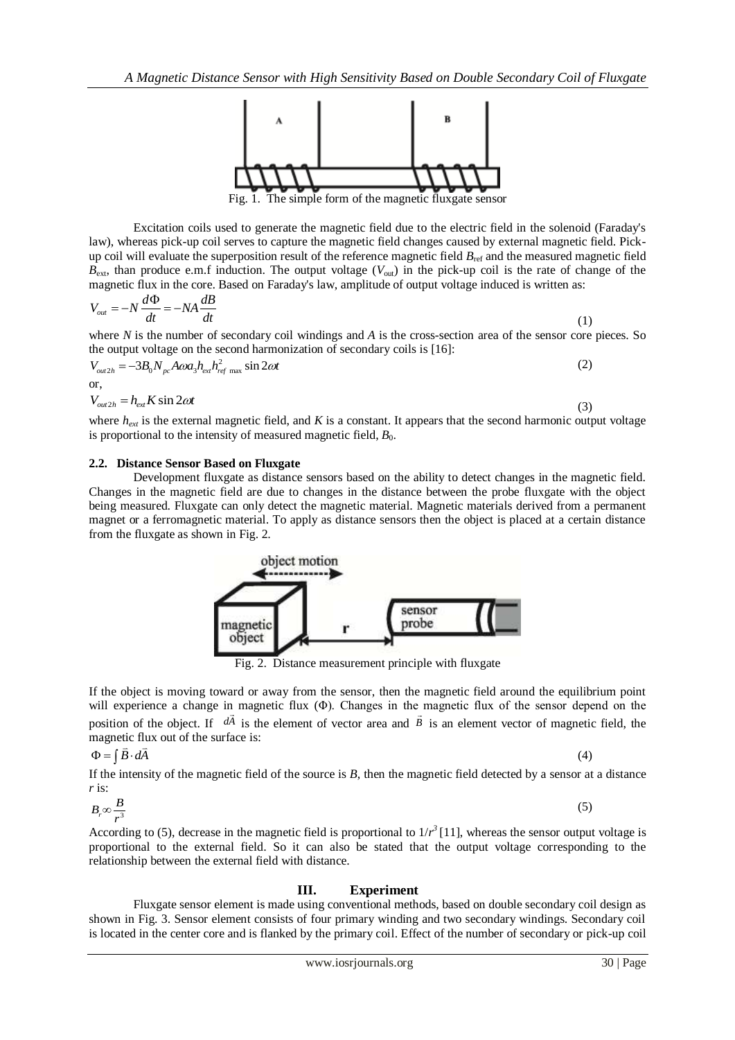Fig. 1. The simple form of the magnetic fluxgate sensor

Excitation coils used to generate the magnetic field due to the electric field in the solenoid (Faraday's law), whereas pick-up coil serves to capture the magnetic field changes caused by external magnetic field. Pick-up coil will evaluate the superposition result of the reference magnetic field $B_{ref}$ and the measured magnetic field $B_{ext}$, than produce e.m.f induction. The output voltage ($V_{out}$) in the pick-up coil is the rate of change of the magnetic flux in the core. Based on Faraday's law, amplitude of output voltage induced is written as:

$$V_{out} = -N\frac{d\Phi}{dt} = -NA\frac{dB}{dt} \tag{1}$$

where $N$ is the number of secondary coil windings and $A$ is the cross-section area of the sensor core pieces. So the output voltage on the second harmonization of secondary coils is [16]:

$$V_{out2h} = -3B_0 N_{pc} A\omega a_3 h_{ext} h_{ref\ \max}^2 \sin 2\omega t \tag{2}$$

or,

$$V_{out2h} = h_{ext} K \sin 2\omega t \tag{3}$$

where $h_{ext}$ is the external magnetic field, and $K$ is a constant. It appears that the second harmonic output voltage is proportional to the intensity of measured magnetic field, $B_0$.

### 2.2. Distance Sensor Based on Fluxgate

Development fluxgate as distance sensors based on the ability to detect changes in the magnetic field. Changes in the magnetic field are due to changes in the distance between the probe fluxgate with the object being measured. Fluxgate can only detect the magnetic material. Magnetic materials derived from a permanent magnet or a ferromagnetic material. To apply as distance sensors then the object is placed at a certain distance from the fluxgate as shown in Fig. 2.

Fig. 2. Distance measurement principle with fluxgate

If the object is moving toward or away from the sensor, then the magnetic field around the equilibrium point will experience a change in magnetic flux ($\Phi$). Changes in the magnetic flux of the sensor depend on the position of the object. If $d\vec{A}$ is the element of vector area and $\vec{B}$ is an element vector of magnetic field, the magnetic flux out of the surface is:

$$\Phi = \int \vec{B} \cdot d\vec{A} \tag{4}$$

If the intensity of the magnetic field of the source is $B$, then the magnetic field detected by a sensor at a distance $r$ is:

$$B_r \propto \frac{B}{r^3} \tag{5}$$

According to (5), decrease in the magnetic field is proportional to $1/r^3$ [11], whereas the sensor output voltage is proportional to the external field. So it can also be stated that the output voltage corresponding to the relationship between the external field with distance.

## III. Experiment

Fluxgate sensor element is made using conventional methods, based on double secondary coil design as shown in Fig. 3. Sensor element consists of four primary winding and two secondary windings. Secondary coil is located in the center core and is flanked by the primary coil. Effect of the number of secondary or pick-up coil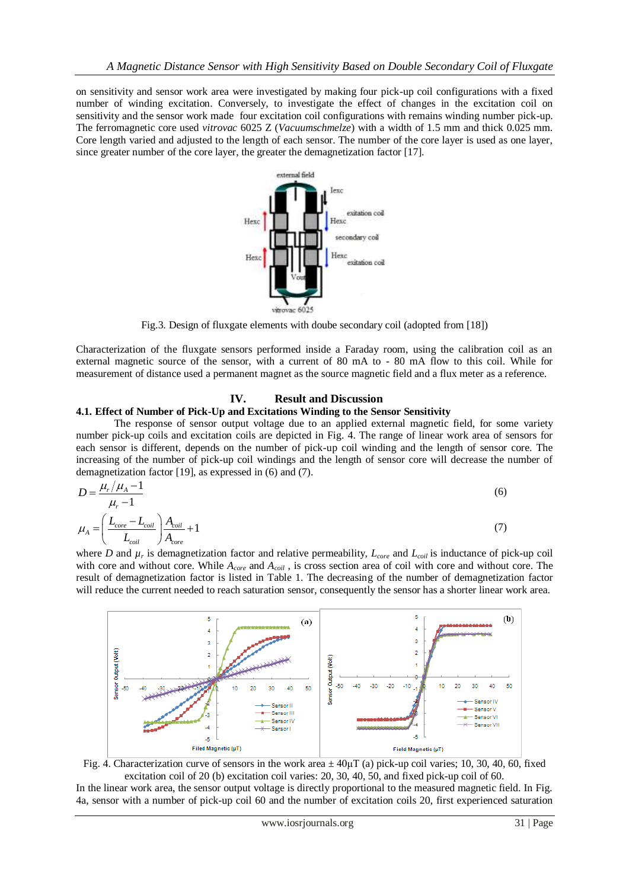on sensitivity and sensor work area were investigated by making four pick-up coil configurations with a fixed number of winding excitation. Conversely, to investigate the effect of changes in the excitation coil on sensitivity and the sensor work made four excitation coil configurations with remains winding number pick-up. The ferromagnetic core used *vitrovac* 6025 Z (*Vacuumschmelze*) with a width of 1.5 mm and thick 0.025 mm. Core length varied and adjusted to the length of each sensor. The number of the core layer is used as one layer, since greater number of the core layer, the greater the demagnetization factor [17].

Fig.3. Design of fluxgate elements with doube secondary coil (adopted from [18])

Characterization of the fluxgate sensors performed inside a Faraday room, using the calibration coil as an external magnetic source of the sensor, with a current of 80 mA to - 80 mA flow to this coil. While for measurement of distance used a permanent magnet as the source magnetic field and a flux meter as a reference.

## IV. Result and Discussion

### 4.1. Effect of Number of Pick-Up and Excitations Winding to the Sensor Sensitivity

The response of sensor output voltage due to an applied external magnetic field, for some variety number pick-up coils and excitation coils are depicted in Fig. 4. The range of linear work area of sensors for each sensor is different, depends on the number of pick-up coil winding and the length of sensor core. The increasing of the number of pick-up coil windings and the length of sensor core will decrease the number of demagnetization factor [19], as expressed in (6) and (7).

$$D = \frac{\mu_r / \mu_A - 1}{\mu_r - 1} \qquad (6)$$

$$\mu_A = \left( \frac{L_{core} - L_{coil}}{L_{coil}} \right) \frac{A_{coil}}{A_{core}} + 1 \qquad (7)$$

where $D$ and $\mu_r$ is demagnetization factor and relative permeability, $L_{core}$ and $L_{coil}$ is inductance of pick-up coil with core and without core. While $A_{core}$ and $A_{coil}$ , is cross section area of coil with core and without core. The result of demagnetization factor is listed in Table 1. The decreasing of the number of demagnetization factor will reduce the current needed to reach saturation sensor, consequently the sensor has a shorter linear work area.

Fig. 4. Characterization curve of sensors in the work area ± 40μT (a) pick-up coil varies; 10, 30, 40, 60, fixed excitation coil of 20 (b) excitation coil varies: 20, 30, 40, 50, and fixed pick-up coil of 60.

In the linear work area, the sensor output voltage is directly proportional to the measured magnetic field. In Fig. 4a, sensor with a number of pick-up coil 60 and the number of excitation coils 20, first experienced saturation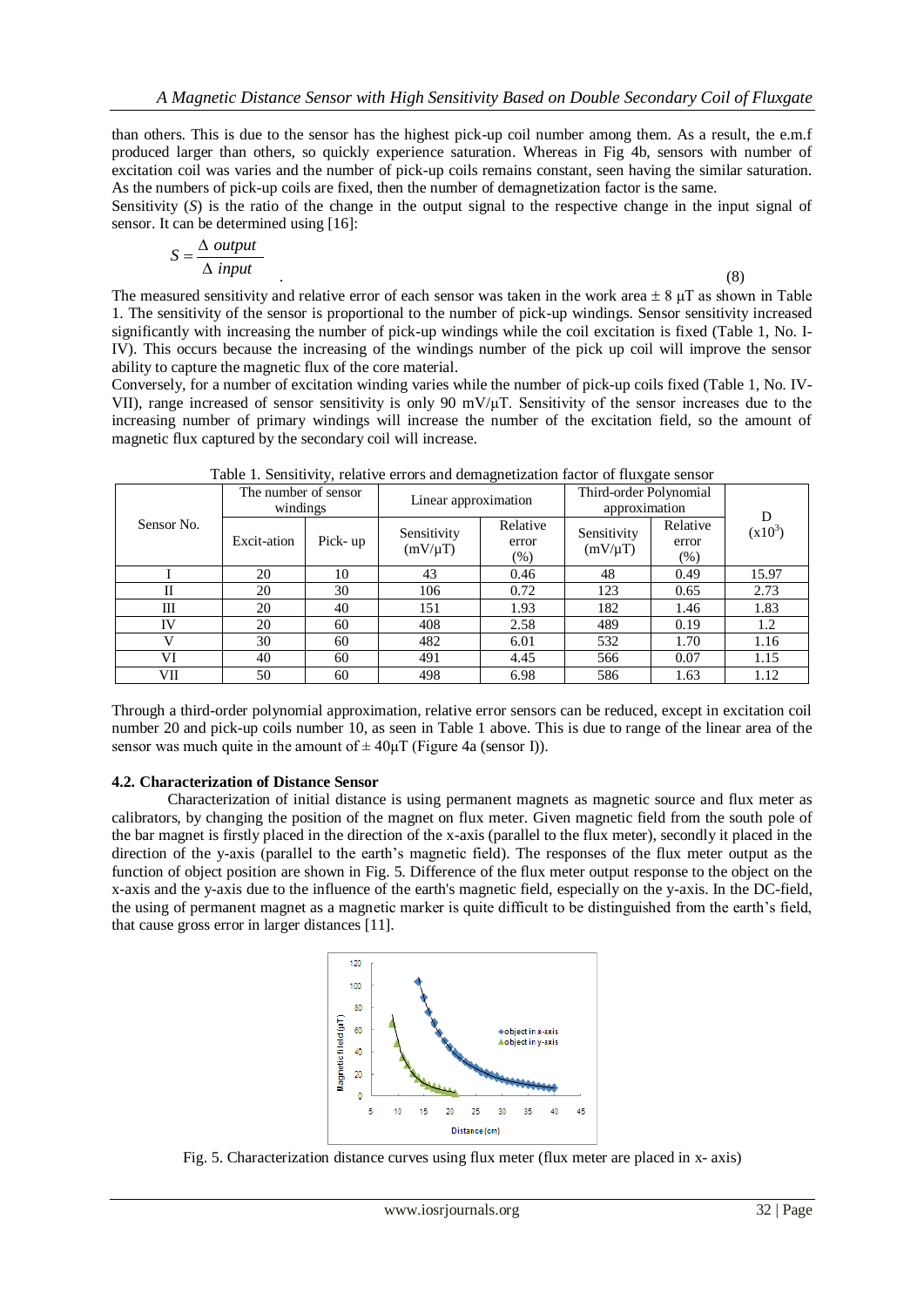than others. This is due to the sensor has the highest pick-up coil number among them. As a result, the e.m.f produced larger than others, so quickly experience saturation. Whereas in Fig 4b, sensors with number of excitation coil was varies and the number of pick-up coils remains constant, seen having the similar saturation. As the numbers of pick-up coils are fixed, then the number of demagnetization factor is the same.

Sensitivity (*S*) is the ratio of the change in the output signal to the respective change in the input signal of sensor. It can be determined using [16]:

$$S = \frac{\Delta \; output}{\Delta \; input} \tag{8}$$

The measured sensitivity and relative error of each sensor was taken in the work area ± 8 μT as shown in Table 1. The sensitivity of the sensor is proportional to the number of pick-up windings. Sensor sensitivity increased significantly with increasing the number of pick-up windings while the coil excitation is fixed (Table 1, No. I-IV). This occurs because the increasing of the windings number of the pick up coil will improve the sensor ability to capture the magnetic flux of the core material.

Conversely, for a number of excitation winding varies while the number of pick-up coils fixed (Table 1, No. IV-VII), range increased of sensor sensitivity is only 90 mV/μT. Sensitivity of the sensor increases due to the increasing number of primary windings will increase the number of the excitation field, so the amount of magnetic flux captured by the secondary coil will increase.

Table 1. Sensitivity, relative errors and demagnetization factor of fluxgate sensor

| Sensor No. | The number of sensor windings | | Linear approximation | | Third-order Polynomial approximation | | D $(x10^3)$ |
|---|---|---|---|---|---|---|---|
| | Excit-ation | Pick- up | Sensitivity (mV/μT) | Relative error (%) | Sensitivity (mV/μT) | Relative error (%) | |
| I | 20 | 10 | 43 | 0.46 | 48 | 0.49 | 15.97 |
| II | 20 | 30 | 106 | 0.72 | 123 | 0.65 | 2.73 |
| III | 20 | 40 | 151 | 1.93 | 182 | 1.46 | 1.83 |
| IV | 20 | 60 | 408 | 2.58 | 489 | 0.19 | 1.2 |
| V | 30 | 60 | 482 | 6.01 | 532 | 1.70 | 1.16 |
| VI | 40 | 60 | 491 | 4.45 | 566 | 0.07 | 1.15 |
| VII | 50 | 60 | 498 | 6.98 | 586 | 1.63 | 1.12 |

Through a third-order polynomial approximation, relative error sensors can be reduced, except in excitation coil number 20 and pick-up coils number 10, as seen in Table 1 above. This is due to range of the linear area of the sensor was much quite in the amount of ± 40μT (Figure 4a (sensor I)).

### 4.2. Characterization of Distance Sensor

Characterization of initial distance is using permanent magnets as magnetic source and flux meter as calibrators, by changing the position of the magnet on flux meter. Given magnetic field from the south pole of the bar magnet is firstly placed in the direction of the x-axis (parallel to the flux meter), secondly it placed in the direction of the y-axis (parallel to the earth's magnetic field). The responses of the flux meter output as the function of object position are shown in Fig. 5. Difference of the flux meter output response to the object on the x-axis and the y-axis due to the influence of the earth's magnetic field, especially on the y-axis. In the DC-field, the using of permanent magnet as a magnetic marker is quite difficult to be distinguished from the earth's field, that cause gross error in larger distances [11].

Fig. 5. Characterization distance curves using flux meter (flux meter are placed in x- axis)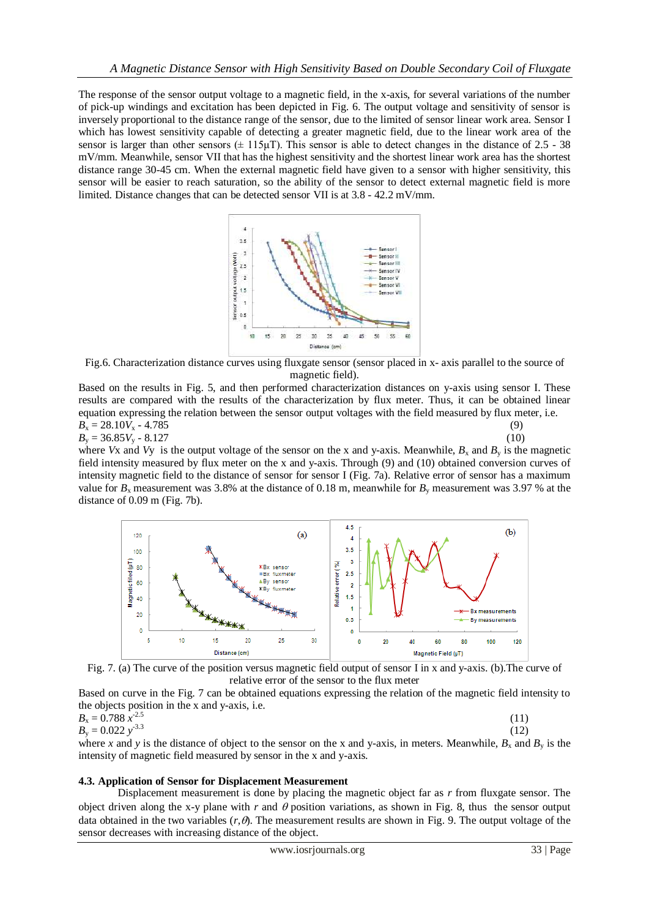The response of the sensor output voltage to a magnetic field, in the x-axis, for several variations of the number of pick-up windings and excitation has been depicted in Fig. 6. The output voltage and sensitivity of sensor is inversely proportional to the distance range of the sensor, due to the limited of sensor linear work area. Sensor I which has lowest sensitivity capable of detecting a greater magnetic field, due to the linear work area of the sensor is larger than other sensors (± 115μT). This sensor is able to detect changes in the distance of 2.5 - 38 mV/mm. Meanwhile, sensor VII that has the highest sensitivity and the shortest linear work area has the shortest distance range 30-45 cm. When the external magnetic field have given to a sensor with higher sensitivity, this sensor will be easier to reach saturation, so the ability of the sensor to detect external magnetic field is more limited. Distance changes that can be detected sensor VII is at 3.8 - 42.2 mV/mm.

Fig.6. Characterization distance curves using fluxgate sensor (sensor placed in x- axis parallel to the source of magnetic field).

Based on the results in Fig. 5, and then performed characterization distances on y-axis using sensor I. These results are compared with the results of the characterization by flux meter. Thus, it can be obtained linear equation expressing the relation between the sensor output voltages with the field measured by flux meter, i.e.

$$B_x = 28.10V_x - 4.785 \quad (9)$$

$$B_y = 36.85V_y - 8.127 \quad (10)$$

where $Vx$ and $Vy$ is the output voltage of the sensor on the x and y-axis. Meanwhile, $B_x$ and $B_y$ is the magnetic field intensity measured by flux meter on the x and y-axis. Through (9) and (10) obtained conversion curves of intensity magnetic field to the distance of sensor for sensor I (Fig. 7a). Relative error of sensor has a maximum value for $B_x$ measurement was 3.8% at the distance of 0.18 m, meanwhile for $B_y$ measurement was 3.97 % at the distance of 0.09 m (Fig. 7b).

Fig. 7. (a) The curve of the position versus magnetic field output of sensor I in x and y-axis. (b).The curve of relative error of the sensor to the flux meter

Based on curve in the Fig. 7 can be obtained equations expressing the relation of the magnetic field intensity to the objects position in the x and y-axis, i.e.

$$B_x = 0.788\, x^{-2.5} \quad (11)$$

$$B_y = 0.022\, y^{-3.3} \quad (12)$$

where $x$ and $y$ is the distance of object to the sensor on the x and y-axis, in meters. Meanwhile, $B_x$ and $B_y$ is the intensity of magnetic field measured by sensor in the x and y-axis.

### 4.3. Application of Sensor for Displacement Measurement

Displacement measurement is done by placing the magnetic object far as $r$ from fluxgate sensor. The object driven along the x-y plane with $r$ and $\theta$ position variations, as shown in Fig. 8, thus the sensor output data obtained in the two variables $(r,\theta)$. The measurement results are shown in Fig. 9. The output voltage of the sensor decreases with increasing distance of the object.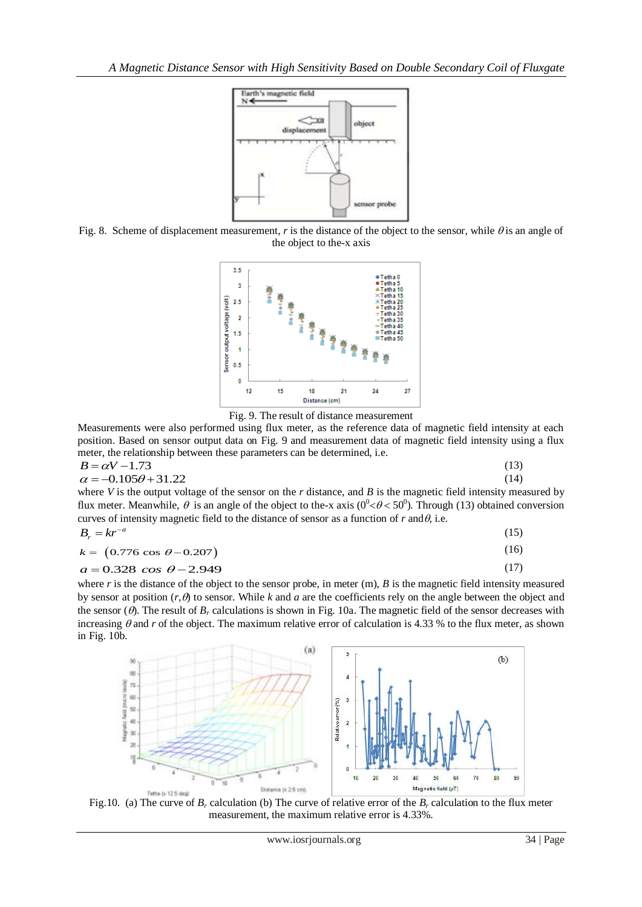Fig. 8. Scheme of displacement measurement, $r$ is the distance of the object to the sensor, while $\theta$ is an angle of the object to the-x axis

Fig. 9. The result of distance measurement

Measurements were also performed using flux meter, as the reference data of magnetic field intensity at each position. Based on sensor output data on Fig. 9 and measurement data of magnetic field intensity using a flux meter, the relationship between these parameters can be determined, i.e.

$$B = \alpha V - 1.73 \tag{13}$$

$$\alpha = -0.105\theta + 31.22 \tag{14}$$

where $V$ is the output voltage of the sensor on the $r$ distance, and $B$ is the magnetic field intensity measured by flux meter. Meanwhile, $\theta$ is an angle of the object to the-x axis ($0^0 < \theta < 50^0$). Through (13) obtained conversion curves of intensity magnetic field to the distance of sensor as a function of $r$ and $\theta$, i.e.

$$B_r = kr^{-a} \tag{15}$$

$$k = (0.776 \cos \theta - 0.207) \tag{16}$$

$$a = 0.328 \cos \theta - 2.949 \tag{17}$$

where $r$ is the distance of the object to the sensor probe, in meter (m), $B$ is the magnetic field intensity measured by sensor at position ($r,\theta$) to sensor. While $k$ and $a$ are the coefficients rely on the angle between the object and the sensor ($\theta$). The result of $B_r$ calculations is shown in Fig. 10a. The magnetic field of the sensor decreases with increasing $\theta$ and $r$ of the object. The maximum relative error of calculation is 4.33 % to the flux meter, as shown in Fig. 10b.

Fig.10. (a) The curve of $B_r$ calculation (b) The curve of relative error of the $B_r$ calculation to the flux meter measurement, the maximum relative error is 4.33%.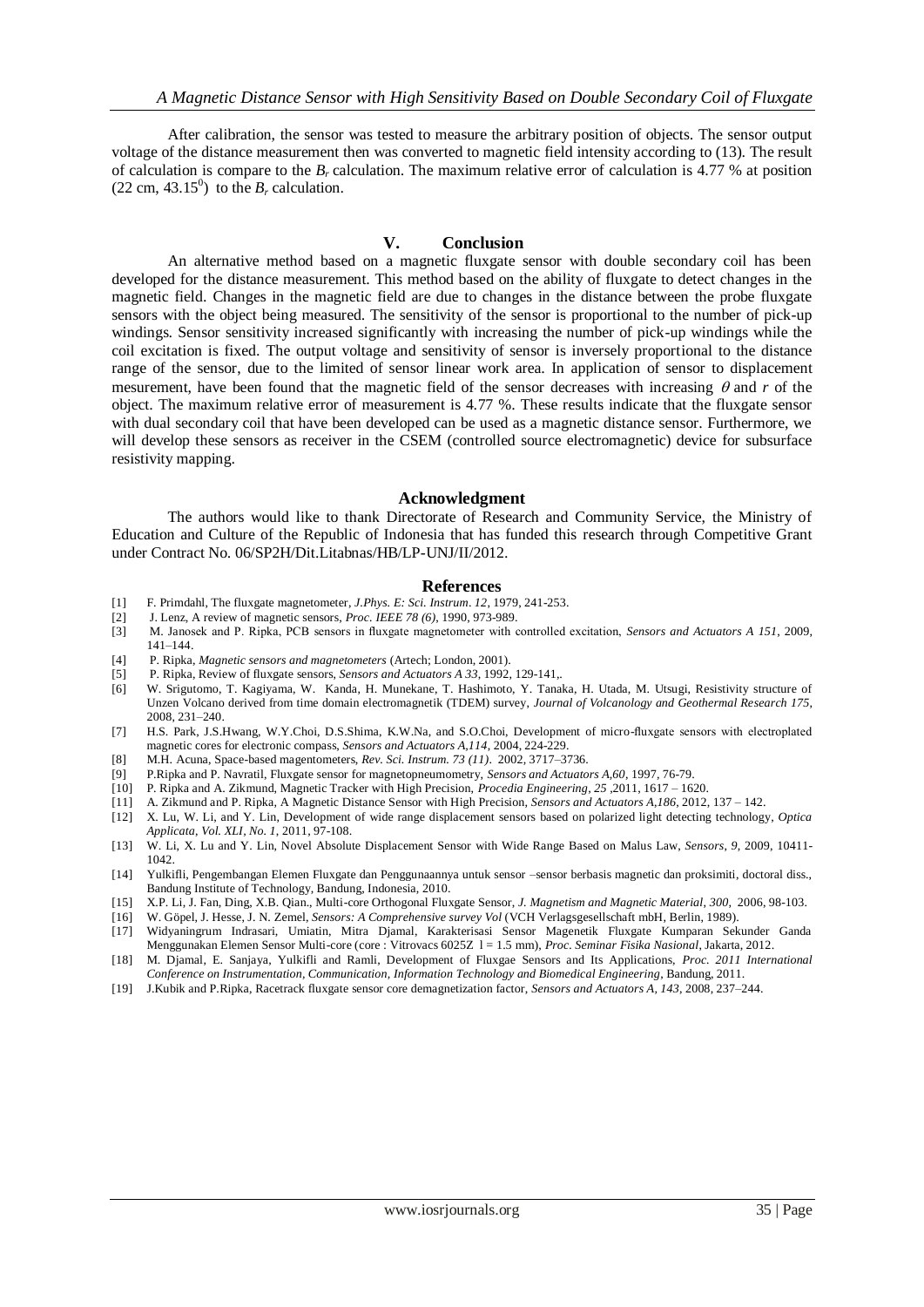After calibration, the sensor was tested to measure the arbitrary position of objects. The sensor output voltage of the distance measurement then was converted to magnetic field intensity according to (13). The result of calculation is compare to the $B_r$ calculation. The maximum relative error of calculation is 4.77 % at position (22 cm, $43.15^0$) to the $B_r$ calculation.

## V. Conclusion

An alternative method based on a magnetic fluxgate sensor with double secondary coil has been developed for the distance measurement. This method based on the ability of fluxgate to detect changes in the magnetic field. Changes in the magnetic field are due to changes in the distance between the probe fluxgate sensors with the object being measured. The sensitivity of the sensor is proportional to the number of pick-up windings. Sensor sensitivity increased significantly with increasing the number of pick-up windings while the coil excitation is fixed. The output voltage and sensitivity of sensor is inversely proportional to the distance range of the sensor, due to the limited of sensor linear work area. In application of sensor to displacement mesurement, have been found that the magnetic field of the sensor decreases with increasing $\theta$ and $r$ of the object. The maximum relative error of measurement is 4.77 %. These results indicate that the fluxgate sensor with dual secondary coil that have been developed can be used as a magnetic distance sensor. Furthermore, we will develop these sensors as receiver in the CSEM (controlled source electromagnetic) device for subsurface resistivity mapping.

## Acknowledgment

The authors would like to thank Directorate of Research and Community Service, the Ministry of Education and Culture of the Republic of Indonesia that has funded this research through Competitive Grant under Contract No. 06/SP2H/Dit.Litabnas/HB/LP-UNJ/II/2012.

## References

[1] F. Primdahl, The fluxgate magnetometer, *J.Phys. E: Sci. Instrum. 12*, 1979, 241-253.

[2] J. Lenz, A review of magnetic sensors, *Proc. IEEE 78 (6)*, 1990, 973-989.

[3] M. Janosek and P. Ripka, PCB sensors in fluxgate magnetometer with controlled excitation, *Sensors and Actuators A 151*, 2009, 141–144.

[4] P. Ripka, *Magnetic sensors and magnetometers* (Artech; London, 2001).

[5] P. Ripka, Review of fluxgate sensors, *Sensors and Actuators A 33*, 1992, 129-141,.

[6] W. Srigutomo, T. Kagiyama, W. Kanda, H. Munekane, T. Hashimoto, Y. Tanaka, H. Utada, M. Utsugi, Resistivity structure of Unzen Volcano derived from time domain electromagnetik (TDEM) survey, *Journal of Volcanology and Geothermal Research 175*, 2008, 231–240.

[7] H.S. Park, J.S.Hwang, W.Y.Choi, D.S.Shima, K.W.Na, and S.O.Choi, Development of micro-fluxgate sensors with electroplated magnetic cores for electronic compass, *Sensors and Actuators A,114*, 2004, 224-229.

[8] M.H. Acuna, Space-based magentometers, *Rev. Sci. Instrum. 73 (11)*. 2002, 3717–3736.

[9] P.Ripka and P. Navratil, Fluxgate sensor for magnetopneumometry, *Sensors and Actuators A,60*, 1997, 76-79.

[10] P. Ripka and A. Zikmund, Magnetic Tracker with High Precision, *Procedia Engineering, 25* ,2011, 1617 – 1620.

[11] A. Zikmund and P. Ripka, A Magnetic Distance Sensor with High Precision, *Sensors and Actuators A,186*, 2012, 137 – 142.

[12] X. Lu, W. Li, and Y. Lin, Development of wide range displacement sensors based on polarized light detecting technology, *Optica Applicata, Vol. XLI, No. 1*, 2011, 97-108.

[13] W. Li, X. Lu and Y. Lin, Novel Absolute Displacement Sensor with Wide Range Based on Malus Law, *Sensors, 9*, 2009, 10411-1042.

[14] Yulkifli, Pengembangan Elemen Fluxgate dan Penggunaannya untuk sensor –sensor berbasis magnetic dan proksimiti, doctoral diss., Bandung Institute of Technology, Bandung, Indonesia, 2010.

[15] X.P. Li, J. Fan, Ding, X.B. Qian., Multi-core Orthogonal Fluxgate Sensor, *J. Magnetism and Magnetic Material, 300*, 2006, 98-103.

[16] W. Göpel, J. Hesse, J. N. Zemel, *Sensors: A Comprehensive survey Vol* (VCH Verlagsgesellschaft mbH, Berlin, 1989).

[17] Widyaningrum Indrasari, Umiatin, Mitra Djamal, Karakterisasi Sensor Magenetik Fluxgate Kumparan Sekunder Ganda Menggunakan Elemen Sensor Multi-core (core : Vitrovacs 6025Z l = 1.5 mm), *Proc. Seminar Fisika Nasional*, Jakarta, 2012.

[18] M. Djamal, E. Sanjaya, Yulkifli and Ramli, Development of Fluxgae Sensors and Its Applications, *Proc. 2011 International Conference on Instrumentation, Communication, Information Technology and Biomedical Engineering*, Bandung, 2011.

[19] J.Kubik and P.Ripka, Racetrack fluxgate sensor core demagnetization factor, *Sensors and Actuators A, 143*, 2008, 237–244.